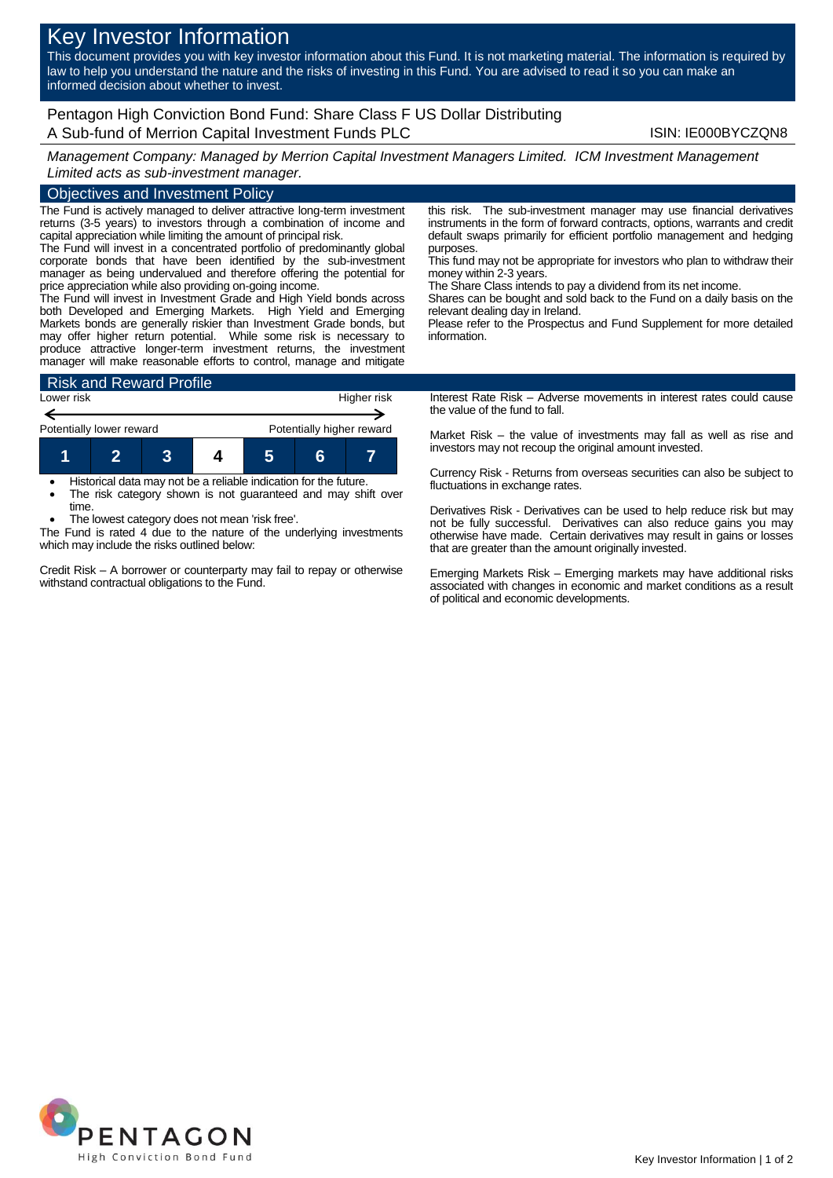# Key Investor Information

This document provides you with key investor information about this Fund. It is not marketing material. The information is required by law to help you understand the nature and the risks of investing in this Fund. You are advised to read it so you can make an informed decision about whether to invest.

## Pentagon High Conviction Bond Fund: Share Class F US Dollar Distributing

A Sub-fund of Merrion Capital Investment Funds PLC

ISIN: IE000BYCZQN8

*Management Company: Managed by Merrion Capital Investment Managers Limited. ICM Investment Management Limited acts as sub-investment manager.*

## Objectives and Investment Policy

The Fund is actively managed to deliver attractive long-term investment returns (3-5 years) to investors through a combination of income and capital appreciation while limiting the amount of principal risk.

The Fund will invest in a concentrated portfolio of predominantly global corporate bonds that have been identified by the sub-investment manager as being undervalued and therefore offering the potential for price appreciation while also providing on-going income.

The Fund will invest in Investment Grade and High Yield bonds across both Developed and Emerging Markets. High Yield and Emerging Markets bonds are generally riskier than Investment Grade bonds, but may offer higher return potential. While some risk is necessary to produce attractive longer-term investment returns, the investment manager will make reasonable efforts to control, manage and mitigate this risk. The sub-investment manager may use financial derivatives instruments in the form of forward contracts, options, warrants and credit default swaps primarily for efficient portfolio management and hedging purposes.

This fund may not be appropriate for investors who plan to withdraw their money within 2-3 years.

The Share Class intends to pay a dividend from its net income.

Shares can be bought and sold back to the Fund on a daily basis on the relevant dealing day in Ireland.

Please refer to the Prospectus and Fund Supplement for more detailed information.

## Risk and Reward Profile

| Lower risk | | | | | | Higher risk |
|---|---|---|---|---|---|---|
| Potentially lower reward | | | | | | Potentially higher reward |
| 1 | 2 | 3 | **4** | 5 | 6 | 7 |

- Historical data may not be a reliable indication for the future.
- The risk category shown is not guaranteed and may shift over time.
- The lowest category does not mean 'risk free'.

The Fund is rated 4 due to the nature of the underlying investments which may include the risks outlined below:

Credit Risk – A borrower or counterparty may fail to repay or otherwise withstand contractual obligations to the Fund.

Interest Rate Risk – Adverse movements in interest rates could cause the value of the fund to fall.

Market Risk – the value of investments may fall as well as rise and investors may not recoup the original amount invested.

Currency Risk - Returns from overseas securities can also be subject to fluctuations in exchange rates.

Derivatives Risk - Derivatives can be used to help reduce risk but may not be fully successful. Derivatives can also reduce gains you may otherwise have made. Certain derivatives may result in gains or losses that are greater than the amount originally invested.

Emerging Markets Risk – Emerging markets may have additional risks associated with changes in economic and market conditions as a result of political and economic developments.

PENTAGON
High Conviction Bond Fund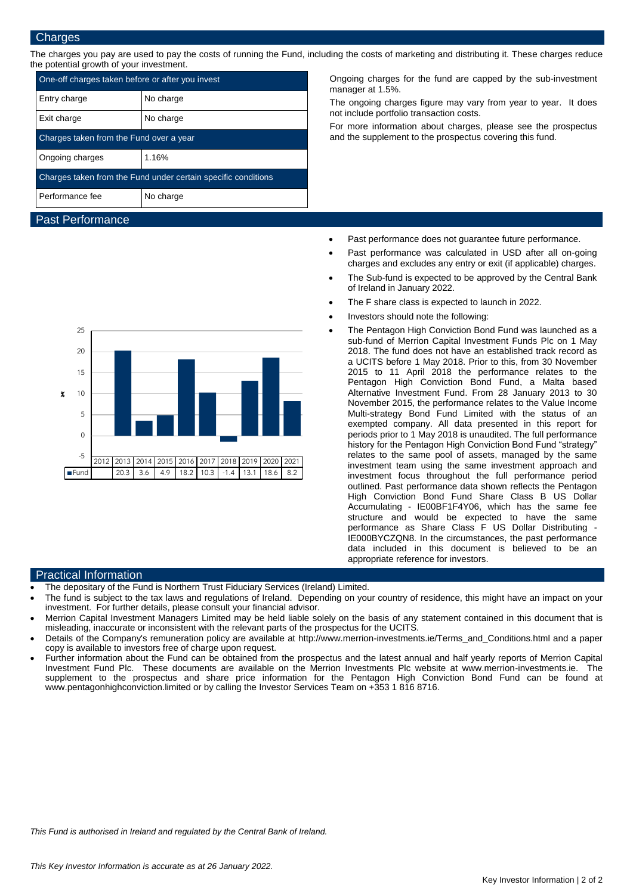## Charges

The charges you pay are used to pay the costs of running the Fund, including the costs of marketing and distributing it. These charges reduce the potential growth of your investment.

| One-off charges taken before or after you invest | |
|---|---|
| Entry charge | No charge |
| Exit charge | No charge |
| **Charges taken from the Fund over a year** | |
| Ongoing charges | 1.16% |
| **Charges taken from the Fund under certain specific conditions** | |
| Performance fee | No charge |

Ongoing charges for the fund are capped by the sub-investment manager at 1.5%.

The ongoing charges figure may vary from year to year. It does not include portfolio transaction costs.

For more information about charges, please see the prospectus and the supplement to the prospectus covering this fund.

## Past Performance

25
20
15
% 10
5
0
-5

2012 2013 2014 2015 2016 2017 2018 2019 2020 2021
Fund 20.3 3.6 4.9 18.2 10.3 -1.4 13.1 18.6 8.2

- Past performance does not guarantee future performance.
- Past performance was calculated in USD after all on-going charges and excludes any entry or exit (if applicable) charges.
- The Sub-fund is expected to be approved by the Central Bank of Ireland in January 2022.
- The F share class is expected to launch in 2022.
- Investors should note the following:
- The Pentagon High Conviction Bond Fund was launched as a sub-fund of Merrion Capital Investment Funds Plc on 1 May 2018. The fund does not have an established track record as a UCITS before 1 May 2018. Prior to this, from 30 November 2015 to 11 April 2018 the performance relates to the Pentagon High Conviction Bond Fund, a Malta based Alternative Investment Fund. From 28 January 2013 to 30 November 2015, the performance relates to the Value Income Multi-strategy Bond Fund Limited with the status of an exempted company. All data presented in this report for periods prior to 1 May 2018 is unaudited. The full performance history for the Pentagon High Conviction Bond Fund "strategy" relates to the same pool of assets, managed by the same investment team using the same investment approach and investment focus throughout the full performance period outlined. Past performance data shown reflects the Pentagon High Conviction Bond Fund Share Class B US Dollar Accumulating - IE00BF1F4Y06, which has the same fee structure and would be expected to have the same performance as Share Class F US Dollar Distributing - IE000BYCZQN8. In the circumstances, the past performance data included in this document is believed to be an appropriate reference for investors.

## Practical Information

- The depositary of the Fund is Northern Trust Fiduciary Services (Ireland) Limited.
- The fund is subject to the tax laws and regulations of Ireland. Depending on your country of residence, this might have an impact on your investment. For further details, please consult your financial advisor.
- Merrion Capital Investment Managers Limited may be held liable solely on the basis of any statement contained in this document that is misleading, inaccurate or inconsistent with the relevant parts of the prospectus for the UCITS.
- Details of the Company's remuneration policy are available at http://www.merrion-investments.ie/Terms_and_Conditions.html and a paper copy is available to investors free of charge upon request.
- Further information about the Fund can be obtained from the prospectus and the latest annual and half yearly reports of Merrion Capital Investment Fund Plc. These documents are available on the Merrion Investments Plc website at www.merrion-investments.ie. The supplement to the prospectus and share price information for the Pentagon High Conviction Bond Fund can be found at www.pentagonhighconviction.limited or by calling the Investor Services Team on +353 1 816 8716.

*This Fund is authorised in Ireland and regulated by the Central Bank of Ireland.*

*This Key Investor Information is accurate as at 26 January 2022.*